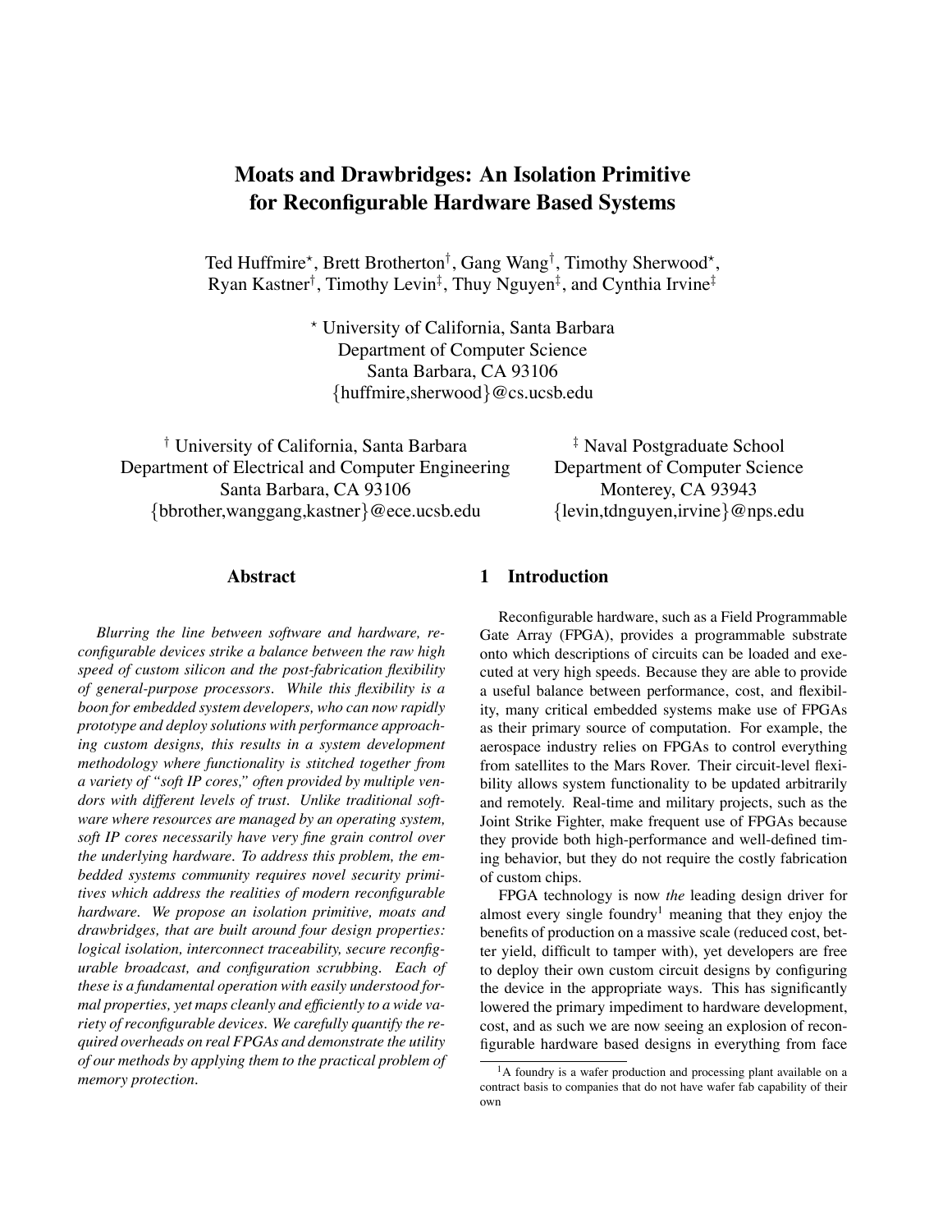# Moats and Drawbridges: An Isolation Primitive for Reconfigurable Hardware Based Systems

Ted Huffmire[⋆], Brett Brotherton[†], Gang Wang[†], Timothy Sherwood[⋆], Ryan Kastner[†], Timothy Levin[‡], Thuy Nguyen[‡], and Cynthia Irvine[‡]

[⋆] University of California, Santa Barbara  
Department of Computer Science  
Santa Barbara, CA 93106  
{huffmire,sherwood}@cs.ucsb.edu

[†] University of California, Santa Barbara  
Department of Electrical and Computer Engineering  
Santa Barbara, CA 93106  
{bbrother,wanggang,kastner}@ece.ucsb.edu

[‡] Naval Postgraduate School  
Department of Computer Science  
Monterey, CA 93943  
{levin,tdnguyen,irvine}@nps.edu

## Abstract

*Blurring the line between software and hardware, reconfigurable devices strike a balance between the raw high speed of custom silicon and the post-fabrication flexibility of general-purpose processors. While this flexibility is a boon for embedded system developers, who can now rapidly prototype and deploy solutions with performance approaching custom designs, this results in a system development methodology where functionality is stitched together from a variety of "soft IP cores," often provided by multiple vendors with different levels of trust. Unlike traditional software where resources are managed by an operating system, soft IP cores necessarily have very fine grain control over the underlying hardware. To address this problem, the embedded systems community requires novel security primitives which address the realities of modern reconfigurable hardware. We propose an isolation primitive, moats and drawbridges, that are built around four design properties: logical isolation, interconnect traceability, secure reconfigurable broadcast, and configuration scrubbing. Each of these is a fundamental operation with easily understood formal properties, yet maps cleanly and efficiently to a wide variety of reconfigurable devices. We carefully quantify the required overheads on real FPGAs and demonstrate the utility of our methods by applying them to the practical problem of memory protection.*

## 1 Introduction

Reconfigurable hardware, such as a Field Programmable Gate Array (FPGA), provides a programmable substrate onto which descriptions of circuits can be loaded and executed at very high speeds. Because they are able to provide a useful balance between performance, cost, and flexibility, many critical embedded systems make use of FPGAs as their primary source of computation. For example, the aerospace industry relies on FPGAs to control everything from satellites to the Mars Rover. Their circuit-level flexibility allows system functionality to be updated arbitrarily and remotely. Real-time and military projects, such as the Joint Strike Fighter, make frequent use of FPGAs because they provide both high-performance and well-defined timing behavior, but they do not require the costly fabrication of custom chips.

FPGA technology is now *the* leading design driver for almost every single foundry[1] meaning that they enjoy the benefits of production on a massive scale (reduced cost, better yield, difficult to tamper with), yet developers are free to deploy their own custom circuit designs by configuring the device in the appropriate ways. This has significantly lowered the primary impediment to hardware development, cost, and as such we are now seeing an explosion of reconfigurable hardware based designs in everything from face

[1] A foundry is a wafer production and processing plant available on a contract basis to companies that do not have wafer fab capability of their own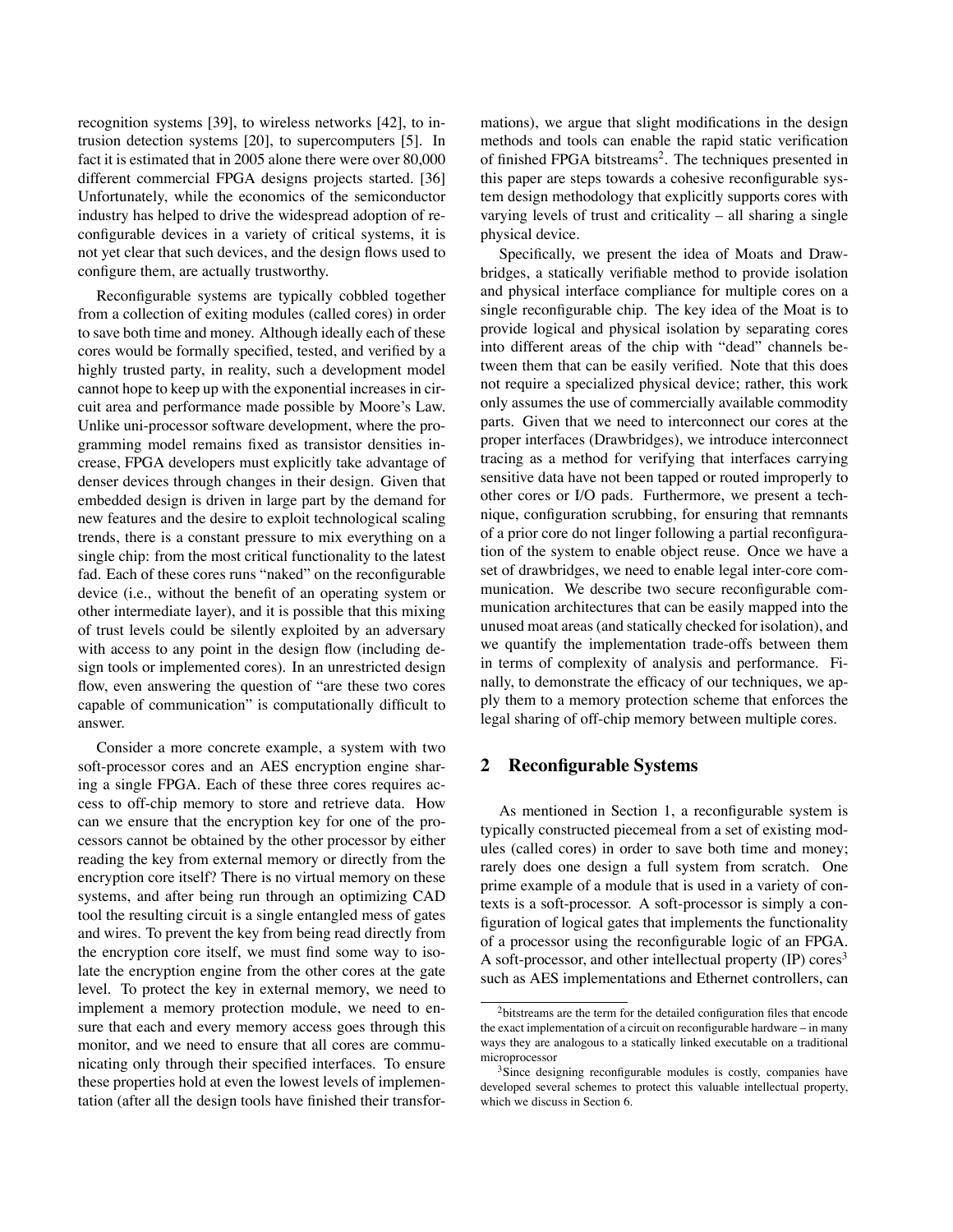recognition systems [39], to wireless networks [42], to intrusion detection systems [20], to supercomputers [5]. In fact it is estimated that in 2005 alone there were over 80,000 different commercial FPGA designs projects started. [36] Unfortunately, while the economics of the semiconductor industry has helped to drive the widespread adoption of reconfigurable devices in a variety of critical systems, it is not yet clear that such devices, and the design flows used to configure them, are actually trustworthy.

Reconfigurable systems are typically cobbled together from a collection of exiting modules (called cores) in order to save both time and money. Although ideally each of these cores would be formally specified, tested, and verified by a highly trusted party, in reality, such a development model cannot hope to keep up with the exponential increases in circuit area and performance made possible by Moore's Law. Unlike uni-processor software development, where the programming model remains fixed as transistor densities increase, FPGA developers must explicitly take advantage of denser devices through changes in their design. Given that embedded design is driven in large part by the demand for new features and the desire to exploit technological scaling trends, there is a constant pressure to mix everything on a single chip: from the most critical functionality to the latest fad. Each of these cores runs "naked" on the reconfigurable device (i.e., without the benefit of an operating system or other intermediate layer), and it is possible that this mixing of trust levels could be silently exploited by an adversary with access to any point in the design flow (including design tools or implemented cores). In an unrestricted design flow, even answering the question of "are these two cores capable of communication" is computationally difficult to answer.

Consider a more concrete example, a system with two soft-processor cores and an AES encryption engine sharing a single FPGA. Each of these three cores requires access to off-chip memory to store and retrieve data. How can we ensure that the encryption key for one of the processors cannot be obtained by the other processor by either reading the key from external memory or directly from the encryption core itself? There is no virtual memory on these systems, and after being run through an optimizing CAD tool the resulting circuit is a single entangled mess of gates and wires. To prevent the key from being read directly from the encryption core itself, we must find some way to isolate the encryption engine from the other cores at the gate level. To protect the key in external memory, we need to implement a memory protection module, we need to ensure that each and every memory access goes through this monitor, and we need to ensure that all cores are communicating only through their specified interfaces. To ensure these properties hold at even the lowest levels of implementation (after all the design tools have finished their transformations), we argue that slight modifications in the design methods and tools can enable the rapid static verification of finished FPGA bitstreams[2]. The techniques presented in this paper are steps towards a cohesive reconfigurable system design methodology that explicitly supports cores with varying levels of trust and criticality – all sharing a single physical device.

Specifically, we present the idea of Moats and Drawbridges, a statically verifiable method to provide isolation and physical interface compliance for multiple cores on a single reconfigurable chip. The key idea of the Moat is to provide logical and physical isolation by separating cores into different areas of the chip with "dead" channels between them that can be easily verified. Note that this does not require a specialized physical device; rather, this work only assumes the use of commercially available commodity parts. Given that we need to interconnect our cores at the proper interfaces (Drawbridges), we introduce interconnect tracing as a method for verifying that interfaces carrying sensitive data have not been tapped or routed improperly to other cores or I/O pads. Furthermore, we present a technique, configuration scrubbing, for ensuring that remnants of a prior core do not linger following a partial reconfiguration of the system to enable object reuse. Once we have a set of drawbridges, we need to enable legal inter-core communication. We describe two secure reconfigurable communication architectures that can be easily mapped into the unused moat areas (and statically checked for isolation), and we quantify the implementation trade-offs between them in terms of complexity of analysis and performance. Finally, to demonstrate the efficacy of our techniques, we apply them to a memory protection scheme that enforces the legal sharing of off-chip memory between multiple cores.

## 2 Reconfigurable Systems

As mentioned in Section 1, a reconfigurable system is typically constructed piecemeal from a set of existing modules (called cores) in order to save both time and money; rarely does one design a full system from scratch. One prime example of a module that is used in a variety of contexts is a soft-processor. A soft-processor is simply a configuration of logical gates that implements the functionality of a processor using the reconfigurable logic of an FPGA. A soft-processor, and other intellectual property (IP) cores[3] such as AES implementations and Ethernet controllers, can

[2] bitstreams are the term for the detailed configuration files that encode the exact implementation of a circuit on reconfigurable hardware – in many ways they are analogous to a statically linked executable on a traditional microprocessor

[3] Since designing reconfigurable modules is costly, companies have developed several schemes to protect this valuable intellectual property, which we discuss in Section 6.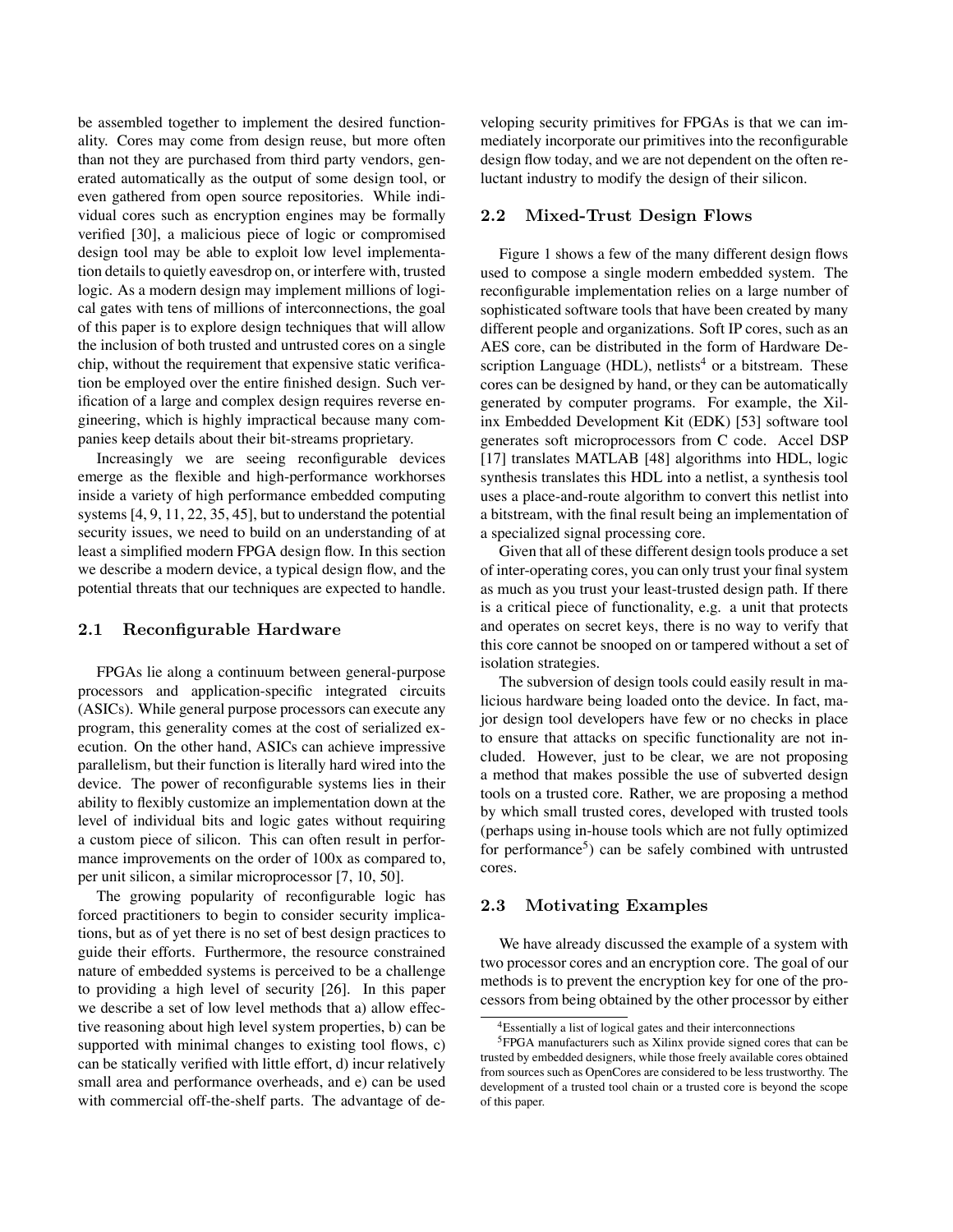be assembled together to implement the desired functionality. Cores may come from design reuse, but more often than not they are purchased from third party vendors, generated automatically as the output of some design tool, or even gathered from open source repositories. While individual cores such as encryption engines may be formally verified [30], a malicious piece of logic or compromised design tool may be able to exploit low level implementation details to quietly eavesdrop on, or interfere with, trusted logic. As a modern design may implement millions of logical gates with tens of millions of interconnections, the goal of this paper is to explore design techniques that will allow the inclusion of both trusted and untrusted cores on a single chip, without the requirement that expensive static verification be employed over the entire finished design. Such verification of a large and complex design requires reverse engineering, which is highly impractical because many companies keep details about their bit-streams proprietary.

Increasingly we are seeing reconfigurable devices emerge as the flexible and high-performance workhorses inside a variety of high performance embedded computing systems [4, 9, 11, 22, 35, 45], but to understand the potential security issues, we need to build on an understanding of at least a simplified modern FPGA design flow. In this section we describe a modern device, a typical design flow, and the potential threats that our techniques are expected to handle.

### 2.1 Reconfigurable Hardware

FPGAs lie along a continuum between general-purpose processors and application-specific integrated circuits (ASICs). While general purpose processors can execute any program, this generality comes at the cost of serialized execution. On the other hand, ASICs can achieve impressive parallelism, but their function is literally hard wired into the device. The power of reconfigurable systems lies in their ability to flexibly customize an implementation down at the level of individual bits and logic gates without requiring a custom piece of silicon. This can often result in performance improvements on the order of 100x as compared to, per unit silicon, a similar microprocessor [7, 10, 50].

The growing popularity of reconfigurable logic has forced practitioners to begin to consider security implications, but as of yet there is no set of best design practices to guide their efforts. Furthermore, the resource constrained nature of embedded systems is perceived to be a challenge to providing a high level of security [26]. In this paper we describe a set of low level methods that a) allow effective reasoning about high level system properties, b) can be supported with minimal changes to existing tool flows, c) can be statically verified with little effort, d) incur relatively small area and performance overheads, and e) can be used with commercial off-the-shelf parts. The advantage of developing security primitives for FPGAs is that we can immediately incorporate our primitives into the reconfigurable design flow today, and we are not dependent on the often reluctant industry to modify the design of their silicon.

### 2.2 Mixed-Trust Design Flows

Figure 1 shows a few of the many different design flows used to compose a single modern embedded system. The reconfigurable implementation relies on a large number of sophisticated software tools that have been created by many different people and organizations. Soft IP cores, such as an AES core, can be distributed in the form of Hardware Description Language (HDL), netlists[4] or a bitstream. These cores can be designed by hand, or they can be automatically generated by computer programs. For example, the Xilinx Embedded Development Kit (EDK) [53] software tool generates soft microprocessors from C code. Accel DSP [17] translates MATLAB [48] algorithms into HDL, logic synthesis translates this HDL into a netlist, a synthesis tool uses a place-and-route algorithm to convert this netlist into a bitstream, with the final result being an implementation of a specialized signal processing core.

Given that all of these different design tools produce a set of inter-operating cores, you can only trust your final system as much as you trust your least-trusted design path. If there is a critical piece of functionality, e.g. a unit that protects and operates on secret keys, there is no way to verify that this core cannot be snooped on or tampered without a set of isolation strategies.

The subversion of design tools could easily result in malicious hardware being loaded onto the device. In fact, major design tool developers have few or no checks in place to ensure that attacks on specific functionality are not included. However, just to be clear, we are not proposing a method that makes possible the use of subverted design tools on a trusted core. Rather, we are proposing a method by which small trusted cores, developed with trusted tools (perhaps using in-house tools which are not fully optimized for performance[5]) can be safely combined with untrusted cores.

### 2.3 Motivating Examples

We have already discussed the example of a system with two processor cores and an encryption core. The goal of our methods is to prevent the encryption key for one of the processors from being obtained by the other processor by either

[4] Essentially a list of logical gates and their interconnections

[5] FPGA manufacturers such as Xilinx provide signed cores that can be trusted by embedded designers, while those freely available cores obtained from sources such as OpenCores are considered to be less trustworthy. The development of a trusted tool chain or a trusted core is beyond the scope of this paper.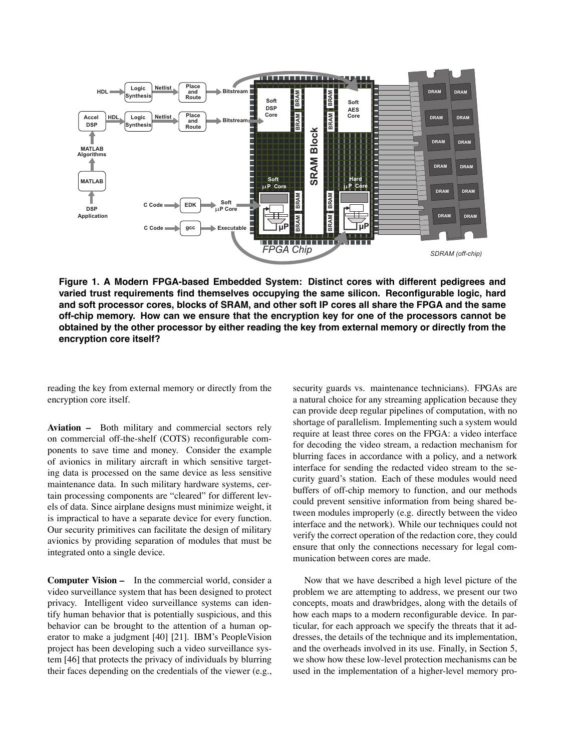HDL → Logic Synthesis → Netlist → Place and Route → Bitstream

Accel DSP → HDL → Logic Synthesis → Netlist → Place and Route → Bitstream

DSP Application → MATLAB → MATLAB Algorithms → Accel DSP

C Code → EDK → Soft μP Core

C Code → gcc → Executable

Soft DSP Core

BRAM

SRAM Block

Soft AES Core

Soft μP Core

Hard μP Core

μP

FPGA Chip

DRAM

SDRAM (off-chip)

**Figure 1. A Modern FPGA-based Embedded System: Distinct cores with different pedigrees and varied trust requirements find themselves occupying the same silicon. Reconfigurable logic, hard and soft processor cores, blocks of SRAM, and other soft IP cores all share the FPGA and the same off-chip memory. How can we ensure that the encryption key for one of the processors cannot be obtained by the other processor by either reading the key from external memory or directly from the encryption core itself?**

reading the key from external memory or directly from the encryption core itself.

**Aviation –** Both military and commercial sectors rely on commercial off-the-shelf (COTS) reconfigurable components to save time and money. Consider the example of avionics in military aircraft in which sensitive targeting data is processed on the same device as less sensitive maintenance data. In such military hardware systems, certain processing components are "cleared" for different levels of data. Since airplane designs must minimize weight, it is impractical to have a separate device for every function. Our security primitives can facilitate the design of military avionics by providing separation of modules that must be integrated onto a single device.

**Computer Vision –** In the commercial world, consider a video surveillance system that has been designed to protect privacy. Intelligent video surveillance systems can identify human behavior that is potentially suspicious, and this behavior can be brought to the attention of a human operator to make a judgment [40] [21]. IBM's PeopleVision project has been developing such a video surveillance system [46] that protects the privacy of individuals by blurring their faces depending on the credentials of the viewer (e.g., security guards vs. maintenance technicians). FPGAs are a natural choice for any streaming application because they can provide deep regular pipelines of computation, with no shortage of parallelism. Implementing such a system would require at least three cores on the FPGA: a video interface for decoding the video stream, a redaction mechanism for blurring faces in accordance with a policy, and a network interface for sending the redacted video stream to the security guard's station. Each of these modules would need buffers of off-chip memory to function, and our methods could prevent sensitive information from being shared between modules improperly (e.g. directly between the video interface and the network). While our techniques could not verify the correct operation of the redaction core, they could ensure that only the connections necessary for legal communication between cores are made.

Now that we have described a high level picture of the problem we are attempting to address, we present our two concepts, moats and drawbridges, along with the details of how each maps to a modern reconfigurable device. In particular, for each approach we specify the threats that it addresses, the details of the technique and its implementation, and the overheads involved in its use. Finally, in Section 5, we show how these low-level protection mechanisms can be used in the implementation of a higher-level memory pro-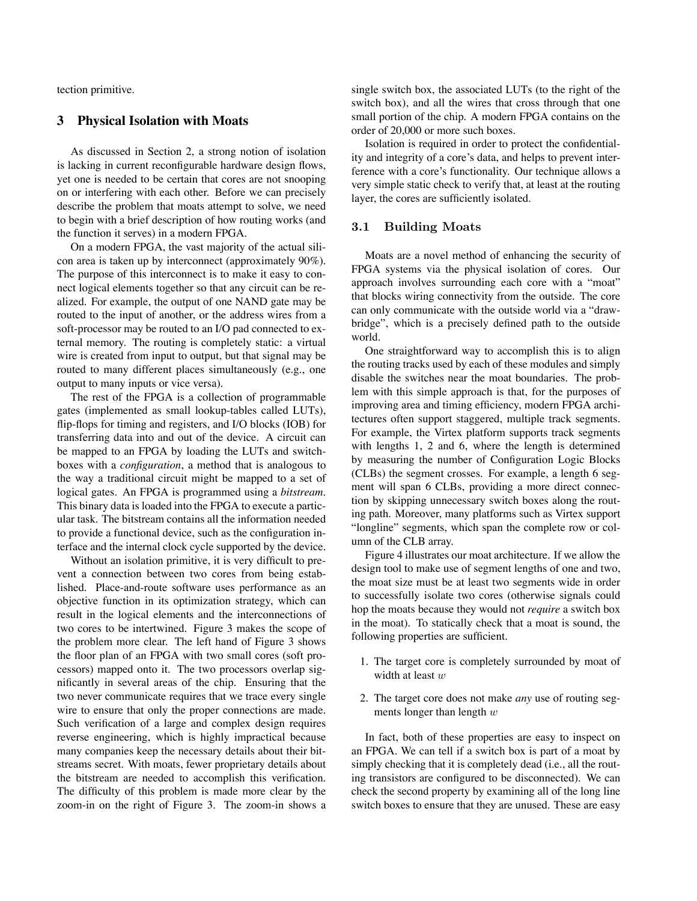tection primitive.

## 3 Physical Isolation with Moats

As discussed in Section 2, a strong notion of isolation is lacking in current reconfigurable hardware design flows, yet one is needed to be certain that cores are not snooping on or interfering with each other. Before we can precisely describe the problem that moats attempt to solve, we need to begin with a brief description of how routing works (and the function it serves) in a modern FPGA.

On a modern FPGA, the vast majority of the actual silicon area is taken up by interconnect (approximately 90%). The purpose of this interconnect is to make it easy to connect logical elements together so that any circuit can be realized. For example, the output of one NAND gate may be routed to the input of another, or the address wires from a soft-processor may be routed to an I/O pad connected to external memory. The routing is completely static: a virtual wire is created from input to output, but that signal may be routed to many different places simultaneously (e.g., one output to many inputs or vice versa).

The rest of the FPGA is a collection of programmable gates (implemented as small lookup-tables called LUTs), flip-flops for timing and registers, and I/O blocks (IOB) for transferring data into and out of the device. A circuit can be mapped to an FPGA by loading the LUTs and switchboxes with a *configuration*, a method that is analogous to the way a traditional circuit might be mapped to a set of logical gates. An FPGA is programmed using a *bitstream*. This binary data is loaded into the FPGA to execute a particular task. The bitstream contains all the information needed to provide a functional device, such as the configuration interface and the internal clock cycle supported by the device.

Without an isolation primitive, it is very difficult to prevent a connection between two cores from being established. Place-and-route software uses performance as an objective function in its optimization strategy, which can result in the logical elements and the interconnections of two cores to be intertwined. Figure 3 makes the scope of the problem more clear. The left hand of Figure 3 shows the floor plan of an FPGA with two small cores (soft processors) mapped onto it. The two processors overlap significantly in several areas of the chip. Ensuring that the two never communicate requires that we trace every single wire to ensure that only the proper connections are made. Such verification of a large and complex design requires reverse engineering, which is highly impractical because many companies keep the necessary details about their bitstreams secret. With moats, fewer proprietary details about the bitstream are needed to accomplish this verification. The difficulty of this problem is made more clear by the zoom-in on the right of Figure 3. The zoom-in shows a single switch box, the associated LUTs (to the right of the switch box), and all the wires that cross through that one small portion of the chip. A modern FPGA contains on the order of 20,000 or more such boxes.

Isolation is required in order to protect the confidentiality and integrity of a core's data, and helps to prevent interference with a core's functionality. Our technique allows a very simple static check to verify that, at least at the routing layer, the cores are sufficiently isolated.

### 3.1 Building Moats

Moats are a novel method of enhancing the security of FPGA systems via the physical isolation of cores. Our approach involves surrounding each core with a "moat" that blocks wiring connectivity from the outside. The core can only communicate with the outside world via a "drawbridge", which is a precisely defined path to the outside world.

One straightforward way to accomplish this is to align the routing tracks used by each of these modules and simply disable the switches near the moat boundaries. The problem with this simple approach is that, for the purposes of improving area and timing efficiency, modern FPGA architectures often support staggered, multiple track segments. For example, the Virtex platform supports track segments with lengths 1, 2 and 6, where the length is determined by measuring the number of Configuration Logic Blocks (CLBs) the segment crosses. For example, a length 6 segment will span 6 CLBs, providing a more direct connection by skipping unnecessary switch boxes along the routing path. Moreover, many platforms such as Virtex support "longline" segments, which span the complete row or column of the CLB array.

Figure 4 illustrates our moat architecture. If we allow the design tool to make use of segment lengths of one and two, the moat size must be at least two segments wide in order to successfully isolate two cores (otherwise signals could hop the moats because they would not *require* a switch box in the moat). To statically check that a moat is sound, the following properties are sufficient.

1. The target core is completely surrounded by moat of width at least $w$
2. The target core does not make *any* use of routing segments longer than length $w$

In fact, both of these properties are easy to inspect on an FPGA. We can tell if a switch box is part of a moat by simply checking that it is completely dead (i.e., all the routing transistors are configured to be disconnected). We can check the second property by examining all of the long line switch boxes to ensure that they are unused. These are easy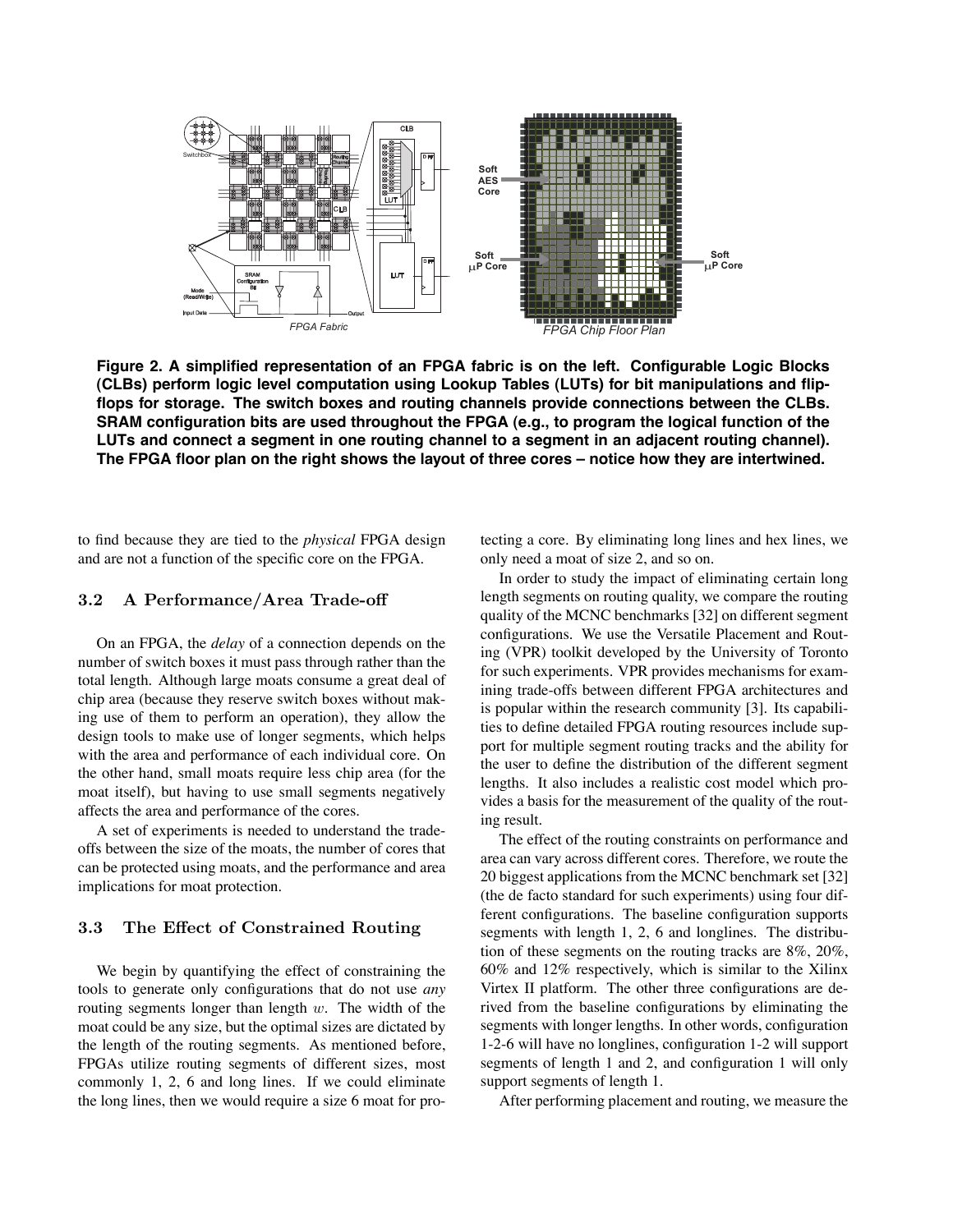**Figure 2. A simplified representation of an FPGA fabric is on the left. Configurable Logic Blocks (CLBs) perform logic level computation using Lookup Tables (LUTs) for bit manipulations and flip-flops for storage. The switch boxes and routing channels provide connections between the CLBs. SRAM configuration bits are used throughout the FPGA (e.g., to program the logical function of the LUTs and connect a segment in one routing channel to a segment in an adjacent routing channel). The FPGA floor plan on the right shows the layout of three cores – notice how they are intertwined.**

to find because they are tied to the *physical* FPGA design and are not a function of the specific core on the FPGA.

### 3.2 A Performance/Area Trade-off

On an FPGA, the *delay* of a connection depends on the number of switch boxes it must pass through rather than the total length. Although large moats consume a great deal of chip area (because they reserve switch boxes without making use of them to perform an operation), they allow the design tools to make use of longer segments, which helps with the area and performance of each individual core. On the other hand, small moats require less chip area (for the moat itself), but having to use small segments negatively affects the area and performance of the cores.

A set of experiments is needed to understand the trade-offs between the size of the moats, the number of cores that can be protected using moats, and the performance and area implications for moat protection.

### 3.3 The Effect of Constrained Routing

We begin by quantifying the effect of constraining the tools to generate only configurations that do not use *any* routing segments longer than length $w$. The width of the moat could be any size, but the optimal sizes are dictated by the length of the routing segments. As mentioned before, FPGAs utilize routing segments of different sizes, most commonly 1, 2, 6 and long lines. If we could eliminate the long lines, then we would require a size 6 moat for protecting a core. By eliminating long lines and hex lines, we only need a moat of size 2, and so on.

In order to study the impact of eliminating certain long length segments on routing quality, we compare the routing quality of the MCNC benchmarks [32] on different segment configurations. We use the Versatile Placement and Routing (VPR) toolkit developed by the University of Toronto for such experiments. VPR provides mechanisms for examining trade-offs between different FPGA architectures and is popular within the research community [3]. Its capabilities to define detailed FPGA routing resources include support for multiple segment routing tracks and the ability for the user to define the distribution of the different segment lengths. It also includes a realistic cost model which provides a basis for the measurement of the quality of the routing result.

The effect of the routing constraints on performance and area can vary across different cores. Therefore, we route the 20 biggest applications from the MCNC benchmark set [32] (the de facto standard for such experiments) using four different configurations. The baseline configuration supports segments with length 1, 2, 6 and longlines. The distribution of these segments on the routing tracks are 8%, 20%, 60% and 12% respectively, which is similar to the Xilinx Virtex II platform. The other three configurations are derived from the baseline configurations by eliminating the segments with longer lengths. In other words, configuration 1-2-6 will have no longlines, configuration 1-2 will support segments of length 1 and 2, and configuration 1 will only support segments of length 1.

After performing placement and routing, we measure the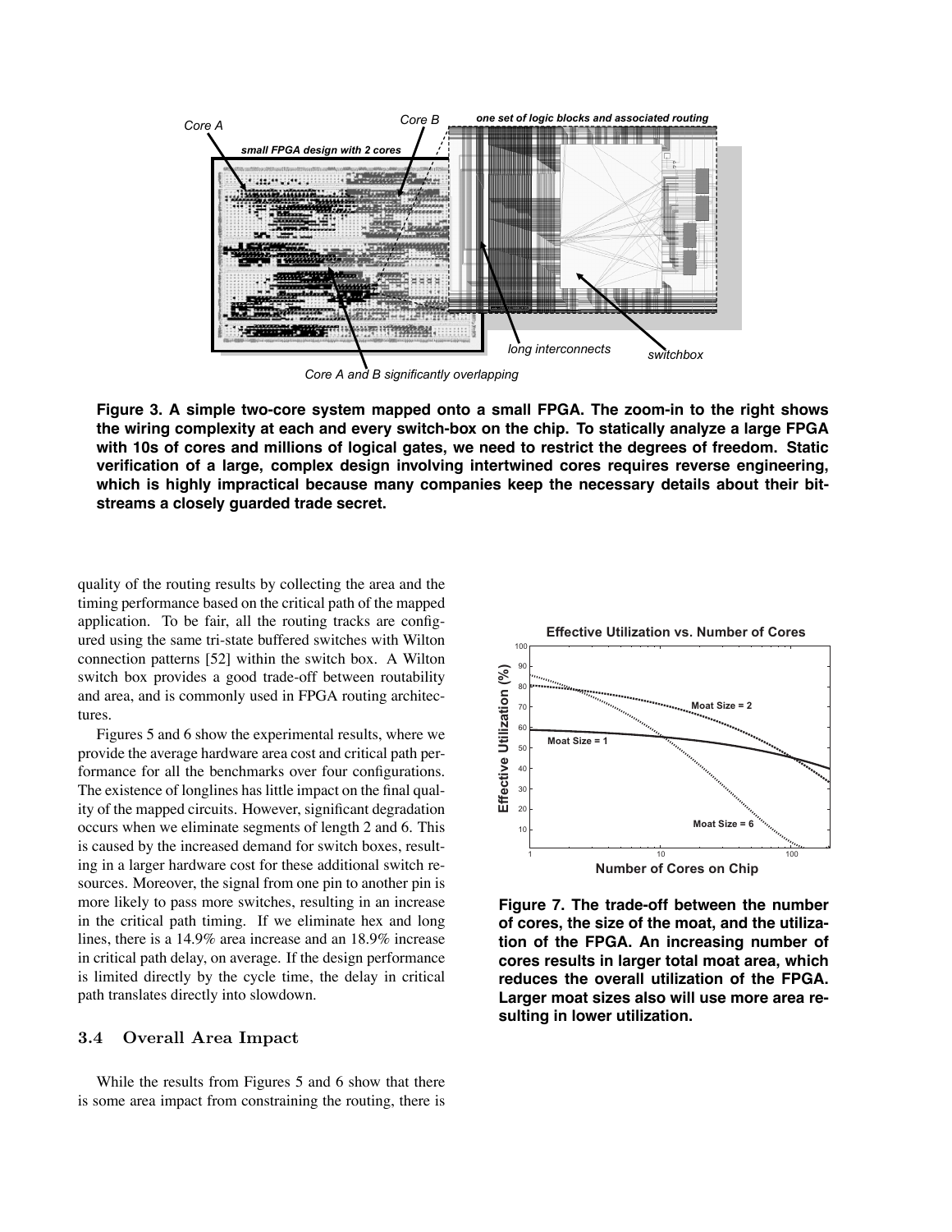Figure 3. A simple two-core system mapped onto a small FPGA. The zoom-in to the right shows the wiring complexity at each and every switch-box on the chip. To statically analyze a large FPGA with 10s of cores and millions of logical gates, we need to restrict the degrees of freedom. Static verification of a large, complex design involving intertwined cores requires reverse engineering, which is highly impractical because many companies keep the necessary details about their bitstreams a closely guarded trade secret.

quality of the routing results by collecting the area and the timing performance based on the critical path of the mapped application. To be fair, all the routing tracks are configured using the same tri-state buffered switches with Wilton connection patterns [52] within the switch box. A Wilton switch box provides a good trade-off between routability and area, and is commonly used in FPGA routing architectures.

Figures 5 and 6 show the experimental results, where we provide the average hardware area cost and critical path performance for all the benchmarks over four configurations. The existence of longlines has little impact on the final quality of the mapped circuits. However, significant degradation occurs when we eliminate segments of length 2 and 6. This is caused by the increased demand for switch boxes, resulting in a larger hardware cost for these additional switch resources. Moreover, the signal from one pin to another pin is more likely to pass more switches, resulting in an increase in the critical path timing. If we eliminate hex and long lines, there is a 14.9% area increase and an 18.9% increase in critical path delay, on average. If the design performance is limited directly by the cycle time, the delay in critical path translates directly into slowdown.

### 3.4 Overall Area Impact

While the results from Figures 5 and 6 show that there is some area impact from constraining the routing, there is

Figure 7. The trade-off between the number of cores, the size of the moat, and the utilization of the FPGA. An increasing number of cores results in larger total moat area, which reduces the overall utilization of the FPGA. Larger moat sizes also will use more area resulting in lower utilization.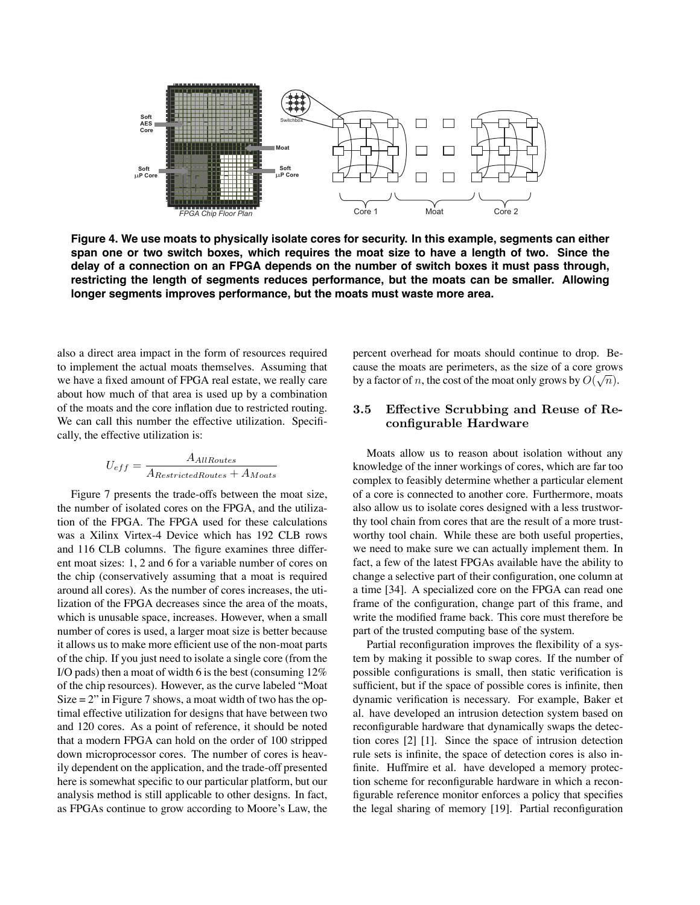Soft AES Core

Moat

Soft µP Core

Soft µP Core

FPGA Chip Floor Plan

Switchbox

Core 1

Moat

Core 2

**Figure 4. We use moats to physically isolate cores for security. In this example, segments can either span one or two switch boxes, which requires the moat size to have a length of two. Since the delay of a connection on an FPGA depends on the number of switch boxes it must pass through, restricting the length of segments reduces performance, but the moats can be smaller. Allowing longer segments improves performance, but the moats must waste more area.**

also a direct area impact in the form of resources required to implement the actual moats themselves. Assuming that we have a fixed amount of FPGA real estate, we really care about how much of that area is used up by a combination of the moats and the core inflation due to restricted routing. We can call this number the effective utilization. Specifically, the effective utilization is:

$$U_{eff} = \frac{A_{AllRoutes}}{A_{RestrictedRoutes} + A_{Moats}}$$

Figure 7 presents the trade-offs between the moat size, the number of isolated cores on the FPGA, and the utilization of the FPGA. The FPGA used for these calculations was a Xilinx Virtex-4 Device which has 192 CLB rows and 116 CLB columns. The figure examines three different moat sizes: 1, 2 and 6 for a variable number of cores on the chip (conservatively assuming that a moat is required around all cores). As the number of cores increases, the utilization of the FPGA decreases since the area of the moats, which is unusable space, increases. However, when a small number of cores is used, a larger moat size is better because it allows us to make more efficient use of the non-moat parts of the chip. If you just need to isolate a single core (from the I/O pads) then a moat of width 6 is the best (consuming 12% of the chip resources). However, as the curve labeled "Moat Size = 2" in Figure 7 shows, a moat width of two has the optimal effective utilization for designs that have between two and 120 cores. As a point of reference, it should be noted that a modern FPGA can hold on the order of 100 stripped down microprocessor cores. The number of cores is heavily dependent on the application, and the trade-off presented here is somewhat specific to our particular platform, but our analysis method is still applicable to other designs. In fact, as FPGAs continue to grow according to Moore's Law, the percent overhead for moats should continue to drop. Because the moats are perimeters, as the size of a core grows by a factor of $n$, the cost of the moat only grows by $O(\sqrt{n})$.

### 3.5 Effective Scrubbing and Reuse of Reconfigurable Hardware

Moats allow us to reason about isolation without any knowledge of the inner workings of cores, which are far too complex to feasibly determine whether a particular element of a core is connected to another core. Furthermore, moats also allow us to isolate cores designed with a less trustworthy tool chain from cores that are the result of a more trustworthy tool chain. While these are both useful properties, we need to make sure we can actually implement them. In fact, a few of the latest FPGAs available have the ability to change a selective part of their configuration, one column at a time [34]. A specialized core on the FPGA can read one frame of the configuration, change part of this frame, and write the modified frame back. This core must therefore be part of the trusted computing base of the system.

Partial reconfiguration improves the flexibility of a system by making it possible to swap cores. If the number of possible configurations is small, then static verification is sufficient, but if the space of possible cores is infinite, then dynamic verification is necessary. For example, Baker et al. have developed an intrusion detection system based on reconfigurable hardware that dynamically swaps the detection cores [2] [1]. Since the space of intrusion detection rule sets is infinite, the space of detection cores is also infinite. Huffmire et al. have developed a memory protection scheme for reconfigurable hardware in which a reconfigurable reference monitor enforces a policy that specifies the legal sharing of memory [19]. Partial reconfiguration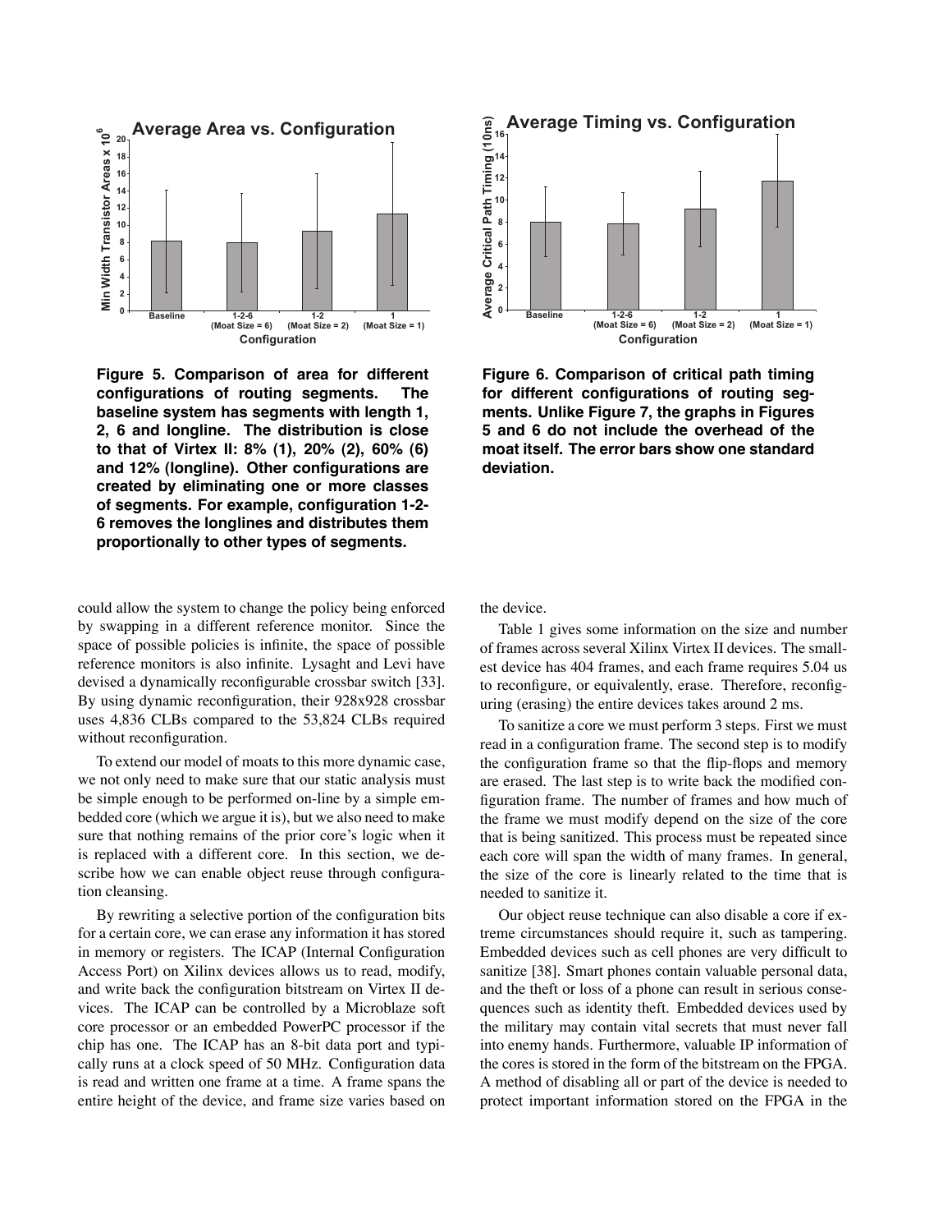Figure 5. Comparison of area for different configurations of routing segments. The baseline system has segments with length 1, 2, 6 and longline. The distribution is close to that of Virtex II: 8% (1), 20% (2), 60% (6) and 12% (longline). Other configurations are created by eliminating one or more classes of segments. For example, configuration 1-2-6 removes the longlines and distributes them proportionally to other types of segments.

Figure 6. Comparison of critical path timing for different configurations of routing segments. Unlike Figure 7, the graphs in Figures 5 and 6 do not include the overhead of the moat itself. The error bars show one standard deviation.

could allow the system to change the policy being enforced by swapping in a different reference monitor. Since the space of possible policies is infinite, the space of possible reference monitors is also infinite. Lysaght and Levi have devised a dynamically reconfigurable crossbar switch [33]. By using dynamic reconfiguration, their 928x928 crossbar uses 4,836 CLBs compared to the 53,824 CLBs required without reconfiguration.

To extend our model of moats to this more dynamic case, we not only need to make sure that our static analysis must be simple enough to be performed on-line by a simple embedded core (which we argue it is), but we also need to make sure that nothing remains of the prior core's logic when it is replaced with a different core. In this section, we describe how we can enable object reuse through configuration cleansing.

By rewriting a selective portion of the configuration bits for a certain core, we can erase any information it has stored in memory or registers. The ICAP (Internal Configuration Access Port) on Xilinx devices allows us to read, modify, and write back the configuration bitstream on Virtex II devices. The ICAP can be controlled by a Microblaze soft core processor or an embedded PowerPC processor if the chip has one. The ICAP has an 8-bit data port and typically runs at a clock speed of 50 MHz. Configuration data is read and written one frame at a time. A frame spans the entire height of the device, and frame size varies based on the device.

Table 1 gives some information on the size and number of frames across several Xilinx Virtex II devices. The smallest device has 404 frames, and each frame requires 5.04 us to reconfigure, or equivalently, erase. Therefore, reconfiguring (erasing) the entire devices takes around 2 ms.

To sanitize a core we must perform 3 steps. First we must read in a configuration frame. The second step is to modify the configuration frame so that the flip-flops and memory are erased. The last step is to write back the modified configuration frame. The number of frames and how much of the frame we must modify depend on the size of the core that is being sanitized. This process must be repeated since each core will span the width of many frames. In general, the size of the core is linearly related to the time that is needed to sanitize it.

Our object reuse technique can also disable a core if extreme circumstances should require it, such as tampering. Embedded devices such as cell phones are very difficult to sanitize [38]. Smart phones contain valuable personal data, and the theft or loss of a phone can result in serious consequences such as identity theft. Embedded devices used by the military may contain vital secrets that must never fall into enemy hands. Furthermore, valuable IP information of the cores is stored in the form of the bitstream on the FPGA. A method of disabling all or part of the device is needed to protect important information stored on the FPGA in the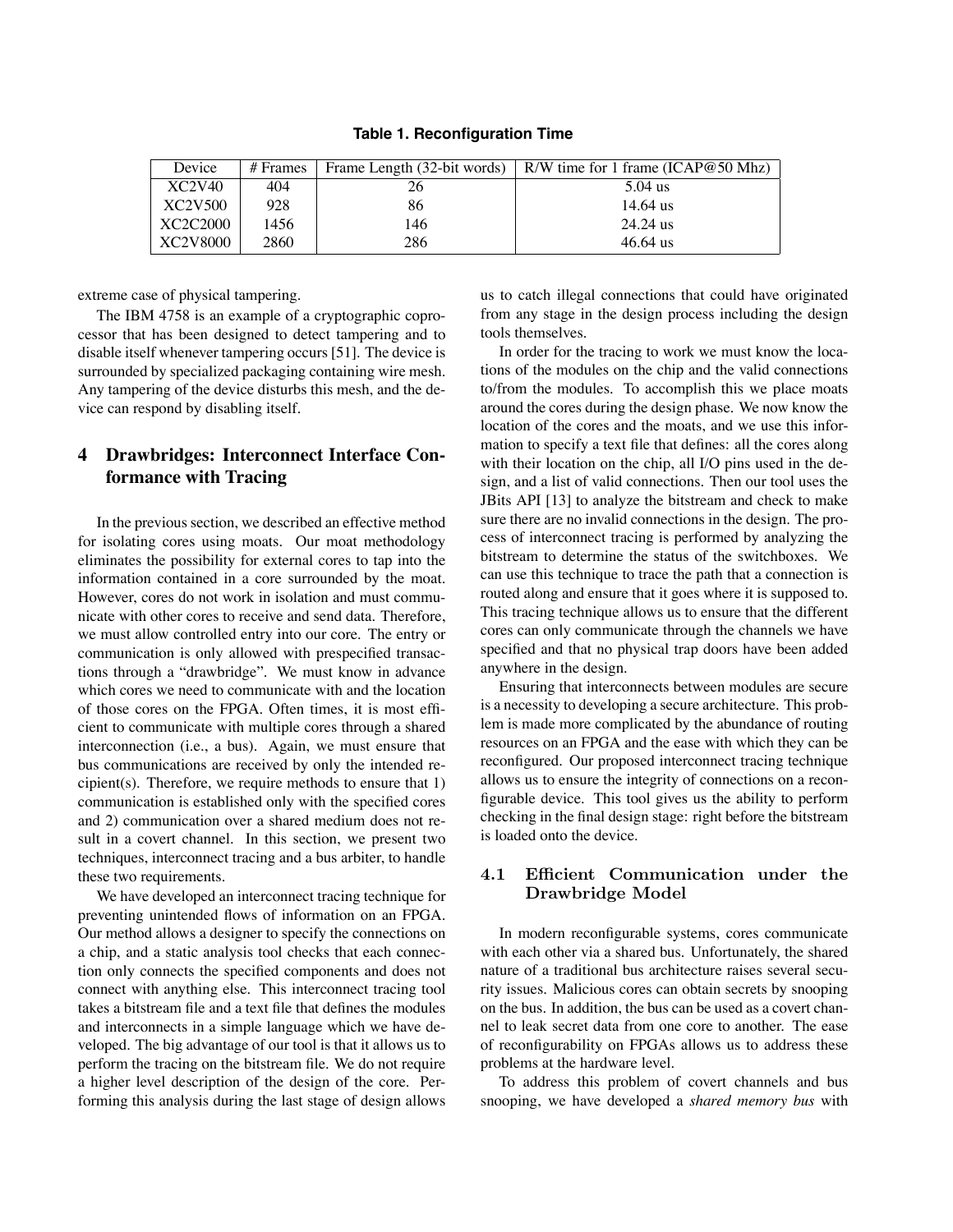**Table 1. Reconfiguration Time**

| Device | # Frames | Frame Length (32-bit words) | R/W time for 1 frame (ICAP@50 Mhz) |
|---|---|---|---|
| XC2V40 | 404 | 26 | 5.04 us |
| XC2V500 | 928 | 86 | 14.64 us |
| XC2C2000 | 1456 | 146 | 24.24 us |
| XC2V8000 | 2860 | 286 | 46.64 us |

extreme case of physical tampering.

The IBM 4758 is an example of a cryptographic coprocessor that has been designed to detect tampering and to disable itself whenever tampering occurs [51]. The device is surrounded by specialized packaging containing wire mesh. Any tampering of the device disturbs this mesh, and the device can respond by disabling itself.

## 4 Drawbridges: Interconnect Interface Conformance with Tracing

In the previous section, we described an effective method for isolating cores using moats. Our moat methodology eliminates the possibility for external cores to tap into the information contained in a core surrounded by the moat. However, cores do not work in isolation and must communicate with other cores to receive and send data. Therefore, we must allow controlled entry into our core. The entry or communication is only allowed with prespecified transactions through a "drawbridge". We must know in advance which cores we need to communicate with and the location of those cores on the FPGA. Often times, it is most efficient to communicate with multiple cores through a shared interconnection (i.e., a bus). Again, we must ensure that bus communications are received by only the intended recipient(s). Therefore, we require methods to ensure that 1) communication is established only with the specified cores and 2) communication over a shared medium does not result in a covert channel. In this section, we present two techniques, interconnect tracing and a bus arbiter, to handle these two requirements.

We have developed an interconnect tracing technique for preventing unintended flows of information on an FPGA. Our method allows a designer to specify the connections on a chip, and a static analysis tool checks that each connection only connects the specified components and does not connect with anything else. This interconnect tracing tool takes a bitstream file and a text file that defines the modules and interconnects in a simple language which we have developed. The big advantage of our tool is that it allows us to perform the tracing on the bitstream file. We do not require a higher level description of the design of the core. Performing this analysis during the last stage of design allows us to catch illegal connections that could have originated from any stage in the design process including the design tools themselves.

In order for the tracing to work we must know the locations of the modules on the chip and the valid connections to/from the modules. To accomplish this we place moats around the cores during the design phase. We now know the location of the cores and the moats, and we use this information to specify a text file that defines: all the cores along with their location on the chip, all I/O pins used in the design, and a list of valid connections. Then our tool uses the JBits API [13] to analyze the bitstream and check to make sure there are no invalid connections in the design. The process of interconnect tracing is performed by analyzing the bitstream to determine the status of the switchboxes. We can use this technique to trace the path that a connection is routed along and ensure that it goes where it is supposed to. This tracing technique allows us to ensure that the different cores can only communicate through the channels we have specified and that no physical trap doors have been added anywhere in the design.

Ensuring that interconnects between modules are secure is a necessity to developing a secure architecture. This problem is made more complicated by the abundance of routing resources on an FPGA and the ease with which they can be reconfigured. Our proposed interconnect tracing technique allows us to ensure the integrity of connections on a reconfigurable device. This tool gives us the ability to perform checking in the final design stage: right before the bitstream is loaded onto the device.

### 4.1 Efficient Communication under the Drawbridge Model

In modern reconfigurable systems, cores communicate with each other via a shared bus. Unfortunately, the shared nature of a traditional bus architecture raises several security issues. Malicious cores can obtain secrets by snooping on the bus. In addition, the bus can be used as a covert channel to leak secret data from one core to another. The ease of reconfigurability on FPGAs allows us to address these problems at the hardware level.

To address this problem of covert channels and bus snooping, we have developed a *shared memory bus* with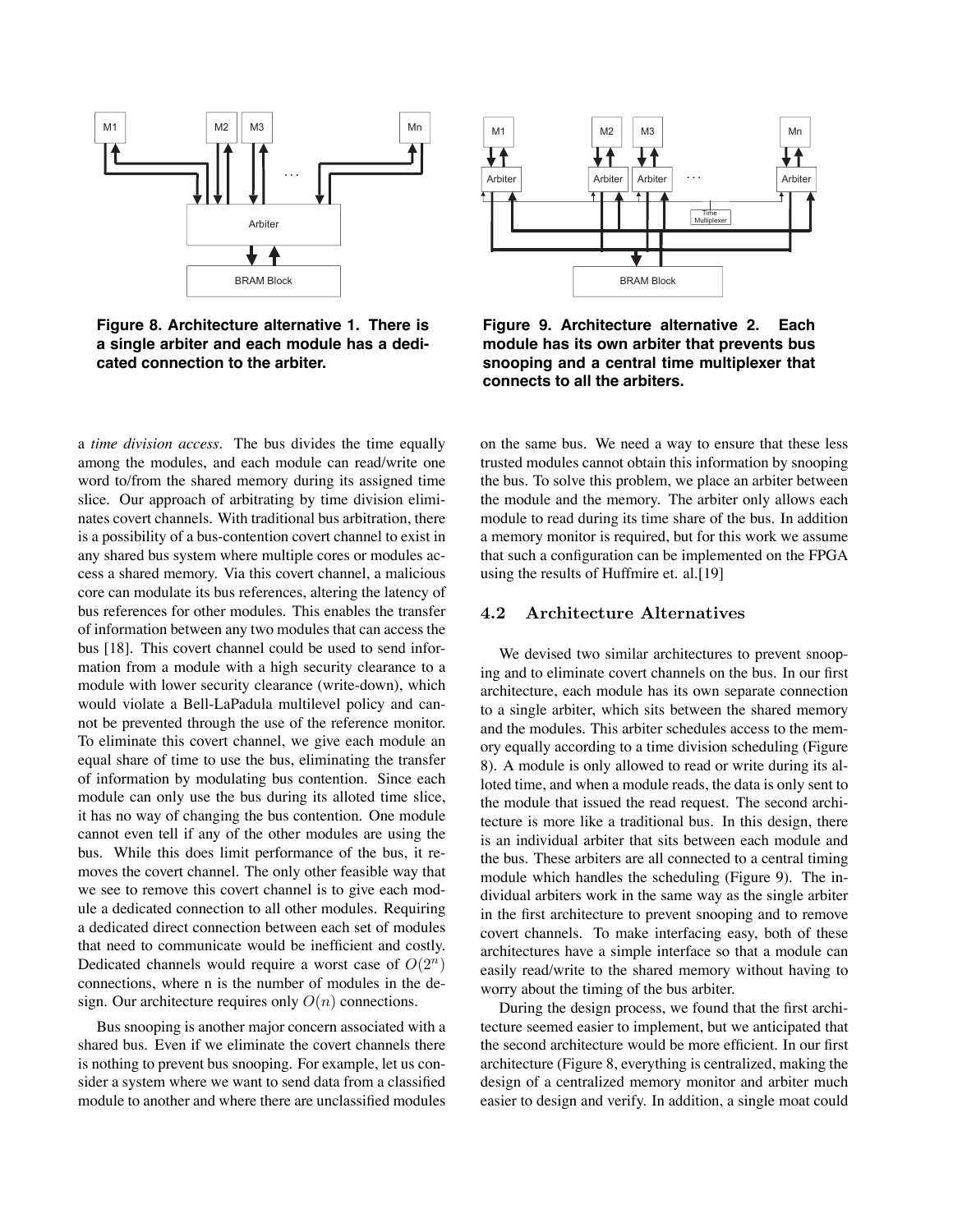M1

M2

M3

...

Mn

Arbiter

BRAM Block

**Figure 8. Architecture alternative 1. There is a single arbiter and each module has a dedicated connection to the arbiter.**

M1

M2

M3

Mn

Arbiter

Arbiter

Arbiter

...

Arbiter

Time Multiplexer

BRAM Block

**Figure 9. Architecture alternative 2. Each module has its own arbiter that prevents bus snooping and a central time multiplexer that connects to all the arbiters.**

a *time division access*. The bus divides the time equally among the modules, and each module can read/write one word to/from the shared memory during its assigned time slice. Our approach of arbitrating by time division eliminates covert channels. With traditional bus arbitration, there is a possibility of a bus-contention covert channel to exist in any shared bus system where multiple cores or modules access a shared memory. Via this covert channel, a malicious core can modulate its bus references, altering the latency of bus references for other modules. This enables the transfer of information between any two modules that can access the bus [18]. This covert channel could be used to send information from a module with a high security clearance to a module with lower security clearance (write-down), which would violate a Bell-LaPadula multilevel policy and cannot be prevented through the use of the reference monitor. To eliminate this covert channel, we give each module an equal share of time to use the bus, eliminating the transfer of information by modulating bus contention. Since each module can only use the bus during its alloted time slice, it has no way of changing the bus contention. One module cannot even tell if any of the other modules are using the bus. While this does limit performance of the bus, it removes the covert channel. The only other feasible way that we see to remove this covert channel is to give each module a dedicated connection to all other modules. Requiring a dedicated direct connection between each set of modules that need to communicate would be inefficient and costly. Dedicated channels would require a worst case of $O(2^n)$ connections, where n is the number of modules in the design. Our architecture requires only $O(n)$ connections.

Bus snooping is another major concern associated with a shared bus. Even if we eliminate the covert channels there is nothing to prevent bus snooping. For example, let us consider a system where we want to send data from a classified module to another and where there are unclassified modules on the same bus. We need a way to ensure that these less trusted modules cannot obtain this information by snooping the bus. To solve this problem, we place an arbiter between the module and the memory. The arbiter only allows each module to read during its time share of the bus. In addition a memory monitor is required, but for this work we assume that such a configuration can be implemented on the FPGA using the results of Huffmire et. al.[19]

## 4.2 Architecture Alternatives

We devised two similar architectures to prevent snooping and to eliminate covert channels on the bus. In our first architecture, each module has its own separate connection to a single arbiter, which sits between the shared memory and the modules. This arbiter schedules access to the memory equally according to a time division scheduling (Figure 8). A module is only allowed to read or write during its alloted time, and when a module reads, the data is only sent to the module that issued the read request. The second architecture is more like a traditional bus. In this design, there is an individual arbiter that sits between each module and the bus. These arbiters are all connected to a central timing module which handles the scheduling (Figure 9). The individual arbiters work in the same way as the single arbiter in the first architecture to prevent snooping and to remove covert channels. To make interfacing easy, both of these architectures have a simple interface so that a module can easily read/write to the shared memory without having to worry about the timing of the bus arbiter.

During the design process, we found that the first architecture seemed easier to implement, but we anticipated that the second architecture would be more efficient. In our first architecture (Figure 8, everything is centralized, making the design of a centralized memory monitor and arbiter much easier to design and verify. In addition, a single moat could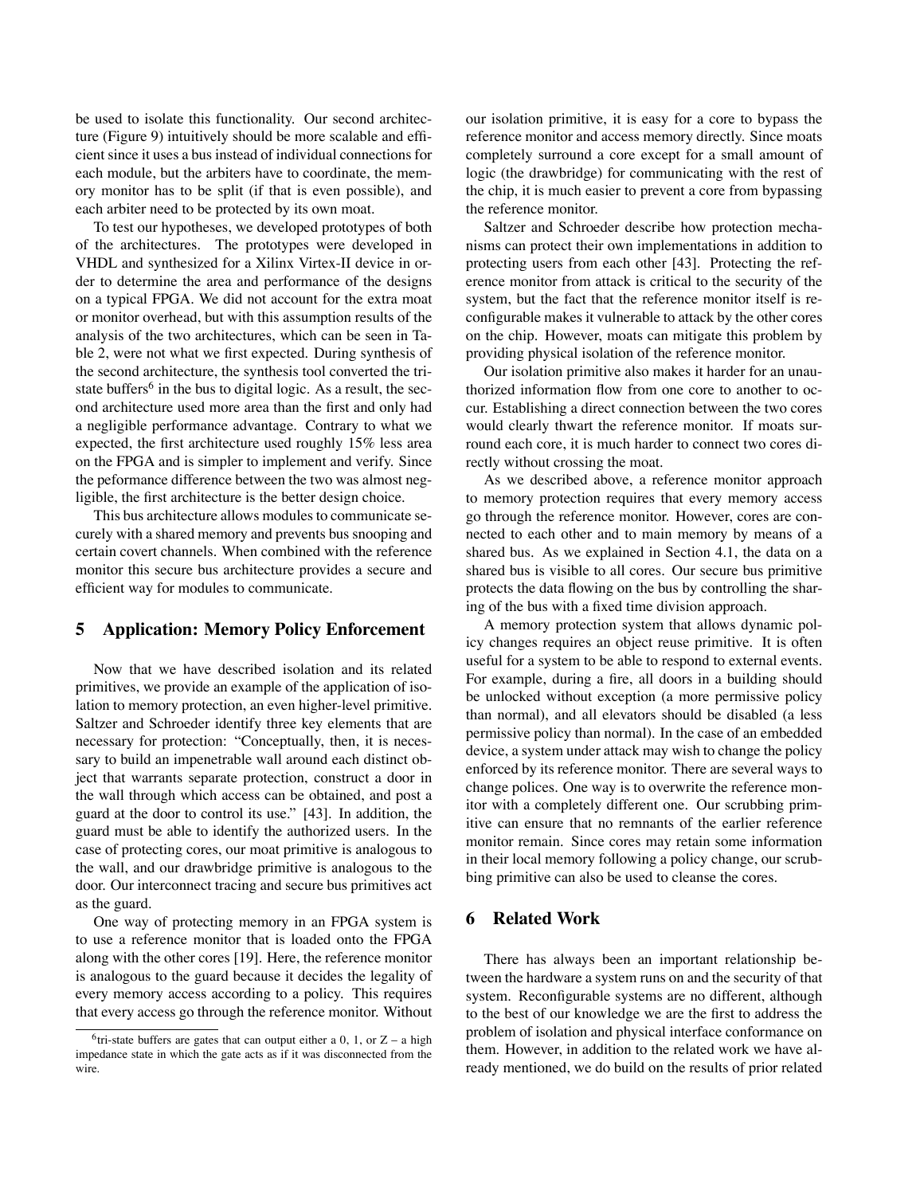be used to isolate this functionality. Our second architecture (Figure 9) intuitively should be more scalable and efficient since it uses a bus instead of individual connections for each module, but the arbiters have to coordinate, the memory monitor has to be split (if that is even possible), and each arbiter need to be protected by its own moat.

To test our hypotheses, we developed prototypes of both of the architectures. The prototypes were developed in VHDL and synthesized for a Xilinx Virtex-II device in order to determine the area and performance of the designs on a typical FPGA. We did not account for the extra moat or monitor overhead, but with this assumption results of the analysis of the two architectures, which can be seen in Table 2, were not what we first expected. During synthesis of the second architecture, the synthesis tool converted the tristate buffers[6] in the bus to digital logic. As a result, the second architecture used more area than the first and only had a negligible performance advantage. Contrary to what we expected, the first architecture used roughly 15% less area on the FPGA and is simpler to implement and verify. Since the peformance difference between the two was almost negligible, the first architecture is the better design choice.

This bus architecture allows modules to communicate securely with a shared memory and prevents bus snooping and certain covert channels. When combined with the reference monitor this secure bus architecture provides a secure and efficient way for modules to communicate.

## 5 Application: Memory Policy Enforcement

Now that we have described isolation and its related primitives, we provide an example of the application of isolation to memory protection, an even higher-level primitive. Saltzer and Schroeder identify three key elements that are necessary for protection: "Conceptually, then, it is necessary to build an impenetrable wall around each distinct object that warrants separate protection, construct a door in the wall through which access can be obtained, and post a guard at the door to control its use." [43]. In addition, the guard must be able to identify the authorized users. In the case of protecting cores, our moat primitive is analogous to the wall, and our drawbridge primitive is analogous to the door. Our interconnect tracing and secure bus primitives act as the guard.

One way of protecting memory in an FPGA system is to use a reference monitor that is loaded onto the FPGA along with the other cores [19]. Here, the reference monitor is analogous to the guard because it decides the legality of every memory access according to a policy. This requires that every access go through the reference monitor. Without our isolation primitive, it is easy for a core to bypass the reference monitor and access memory directly. Since moats completely surround a core except for a small amount of logic (the drawbridge) for communicating with the rest of the chip, it is much easier to prevent a core from bypassing the reference monitor.

Saltzer and Schroeder describe how protection mechanisms can protect their own implementations in addition to protecting users from each other [43]. Protecting the reference monitor from attack is critical to the security of the system, but the fact that the reference monitor itself is reconfigurable makes it vulnerable to attack by the other cores on the chip. However, moats can mitigate this problem by providing physical isolation of the reference monitor.

Our isolation primitive also makes it harder for an unauthorized information flow from one core to another to occur. Establishing a direct connection between the two cores would clearly thwart the reference monitor. If moats surround each core, it is much harder to connect two cores directly without crossing the moat.

As we described above, a reference monitor approach to memory protection requires that every memory access go through the reference monitor. However, cores are connected to each other and to main memory by means of a shared bus. As we explained in Section 4.1, the data on a shared bus is visible to all cores. Our secure bus primitive protects the data flowing on the bus by controlling the sharing of the bus with a fixed time division approach.

A memory protection system that allows dynamic policy changes requires an object reuse primitive. It is often useful for a system to be able to respond to external events. For example, during a fire, all doors in a building should be unlocked without exception (a more permissive policy than normal), and all elevators should be disabled (a less permissive policy than normal). In the case of an embedded device, a system under attack may wish to change the policy enforced by its reference monitor. There are several ways to change polices. One way is to overwrite the reference monitor with a completely different one. Our scrubbing primitive can ensure that no remnants of the earlier reference monitor remain. Since cores may retain some information in their local memory following a policy change, our scrubbing primitive can also be used to cleanse the cores.

## 6 Related Work

There has always been an important relationship between the hardware a system runs on and the security of that system. Reconfigurable systems are no different, although to the best of our knowledge we are the first to address the problem of isolation and physical interface conformance on them. However, in addition to the related work we have already mentioned, we do build on the results of prior related

[6] tri-state buffers are gates that can output either a 0, 1, or Z – a high impedance state in which the gate acts as if it was disconnected from the wire.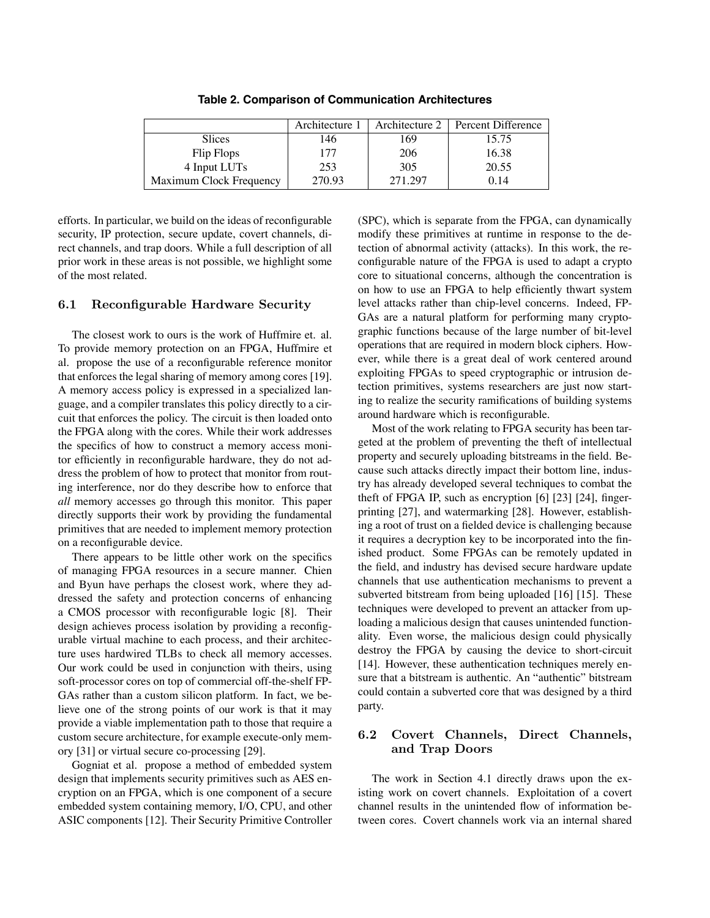**Table 2. Comparison of Communication Architectures**

| | Architecture 1 | Architecture 2 | Percent Difference |
|---|---|---|---|
| Slices | 146 | 169 | 15.75 |
| Flip Flops | 177 | 206 | 16.38 |
| 4 Input LUTs | 253 | 305 | 20.55 |
| Maximum Clock Frequency | 270.93 | 271.297 | 0.14 |

efforts. In particular, we build on the ideas of reconfigurable security, IP protection, secure update, covert channels, direct channels, and trap doors. While a full description of all prior work in these areas is not possible, we highlight some of the most related.

### 6.1 Reconfigurable Hardware Security

The closest work to ours is the work of Huffmire et. al. To provide memory protection on an FPGA, Huffmire et al. propose the use of a reconfigurable reference monitor that enforces the legal sharing of memory among cores [19]. A memory access policy is expressed in a specialized language, and a compiler translates this policy directly to a circuit that enforces the policy. The circuit is then loaded onto the FPGA along with the cores. While their work addresses the specifics of how to construct a memory access monitor efficiently in reconfigurable hardware, they do not address the problem of how to protect that monitor from routing interference, nor do they describe how to enforce that *all* memory accesses go through this monitor. This paper directly supports their work by providing the fundamental primitives that are needed to implement memory protection on a reconfigurable device.

There appears to be little other work on the specifics of managing FPGA resources in a secure manner. Chien and Byun have perhaps the closest work, where they addressed the safety and protection concerns of enhancing a CMOS processor with reconfigurable logic [8]. Their design achieves process isolation by providing a reconfigurable virtual machine to each process, and their architecture uses hardwired TLBs to check all memory accesses. Our work could be used in conjunction with theirs, using soft-processor cores on top of commercial off-the-shelf FPGAs rather than a custom silicon platform. In fact, we believe one of the strong points of our work is that it may provide a viable implementation path to those that require a custom secure architecture, for example execute-only memory [31] or virtual secure co-processing [29].

Gogniat et al. propose a method of embedded system design that implements security primitives such as AES encryption on an FPGA, which is one component of a secure embedded system containing memory, I/O, CPU, and other ASIC components [12]. Their Security Primitive Controller (SPC), which is separate from the FPGA, can dynamically modify these primitives at runtime in response to the detection of abnormal activity (attacks). In this work, the reconfigurable nature of the FPGA is used to adapt a crypto core to situational concerns, although the concentration is on how to use an FPGA to help efficiently thwart system level attacks rather than chip-level concerns. Indeed, FPGAs are a natural platform for performing many cryptographic functions because of the large number of bit-level operations that are required in modern block ciphers. However, while there is a great deal of work centered around exploiting FPGAs to speed cryptographic or intrusion detection primitives, systems researchers are just now starting to realize the security ramifications of building systems around hardware which is reconfigurable.

Most of the work relating to FPGA security has been targeted at the problem of preventing the theft of intellectual property and securely uploading bitstreams in the field. Because such attacks directly impact their bottom line, industry has already developed several techniques to combat the theft of FPGA IP, such as encryption [6] [23] [24], fingerprinting [27], and watermarking [28]. However, establishing a root of trust on a fielded device is challenging because it requires a decryption key to be incorporated into the finished product. Some FPGAs can be remotely updated in the field, and industry has devised secure hardware update channels that use authentication mechanisms to prevent a subverted bitstream from being uploaded [16] [15]. These techniques were developed to prevent an attacker from uploading a malicious design that causes unintended functionality. Even worse, the malicious design could physically destroy the FPGA by causing the device to short-circuit [14]. However, these authentication techniques merely ensure that a bitstream is authentic. An "authentic" bitstream could contain a subverted core that was designed by a third party.

### 6.2 Covert Channels, Direct Channels, and Trap Doors

The work in Section 4.1 directly draws upon the existing work on covert channels. Exploitation of a covert channel results in the unintended flow of information between cores. Covert channels work via an internal shared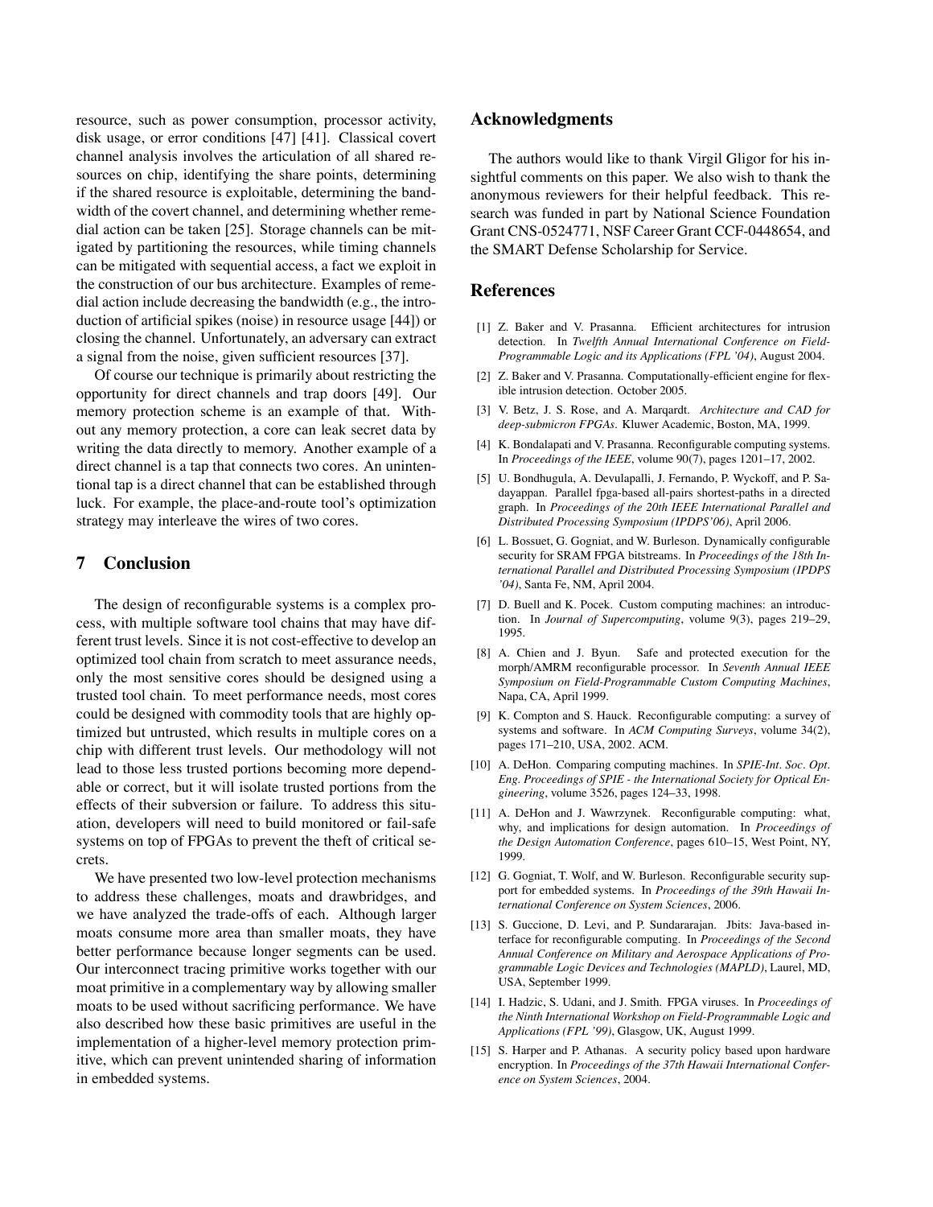resource, such as power consumption, processor activity, disk usage, or error conditions [47] [41]. Classical covert channel analysis involves the articulation of all shared resources on chip, identifying the share points, determining if the shared resource is exploitable, determining the bandwidth of the covert channel, and determining whether remedial action can be taken [25]. Storage channels can be mitigated by partitioning the resources, while timing channels can be mitigated with sequential access, a fact we exploit in the construction of our bus architecture. Examples of remedial action include decreasing the bandwidth (e.g., the introduction of artificial spikes (noise) in resource usage [44]) or closing the channel. Unfortunately, an adversary can extract a signal from the noise, given sufficient resources [37].

Of course our technique is primarily about restricting the opportunity for direct channels and trap doors [49]. Our memory protection scheme is an example of that. Without any memory protection, a core can leak secret data by writing the data directly to memory. Another example of a direct channel is a tap that connects two cores. An unintentional tap is a direct channel that can be established through luck. For example, the place-and-route tool's optimization strategy may interleave the wires of two cores.

## 7 Conclusion

The design of reconfigurable systems is a complex process, with multiple software tool chains that may have different trust levels. Since it is not cost-effective to develop an optimized tool chain from scratch to meet assurance needs, only the most sensitive cores should be designed using a trusted tool chain. To meet performance needs, most cores could be designed with commodity tools that are highly optimized but untrusted, which results in multiple cores on a chip with different trust levels. Our methodology will not lead to those less trusted portions becoming more dependable or correct, but it will isolate trusted portions from the effects of their subversion or failure. To address this situation, developers will need to build monitored or fail-safe systems on top of FPGAs to prevent the theft of critical secrets.

We have presented two low-level protection mechanisms to address these challenges, moats and drawbridges, and we have analyzed the trade-offs of each. Although larger moats consume more area than smaller moats, they have better performance because longer segments can be used. Our interconnect tracing primitive works together with our moat primitive in a complementary way by allowing smaller moats to be used without sacrificing performance. We have also described how these basic primitives are useful in the implementation of a higher-level memory protection primitive, which can prevent unintended sharing of information in embedded systems.

## Acknowledgments

The authors would like to thank Virgil Gligor for his insightful comments on this paper. We also wish to thank the anonymous reviewers for their helpful feedback. This research was funded in part by National Science Foundation Grant CNS-0524771, NSF Career Grant CCF-0448654, and the SMART Defense Scholarship for Service.

## References

[1] Z. Baker and V. Prasanna. Efficient architectures for intrusion detection. In *Twelfth Annual International Conference on Field-Programmable Logic and its Applications (FPL '04)*, August 2004.

[2] Z. Baker and V. Prasanna. Computationally-efficient engine for flexible intrusion detection. October 2005.

[3] V. Betz, J. S. Rose, and A. Marqardt. *Architecture and CAD for deep-submicron FPGAs*. Kluwer Academic, Boston, MA, 1999.

[4] K. Bondalapati and V. Prasanna. Reconfigurable computing systems. In *Proceedings of the IEEE*, volume 90(7), pages 1201–17, 2002.

[5] U. Bondhugula, A. Devulapalli, J. Fernando, P. Wyckoff, and P. Sadayappan. Parallel fpga-based all-pairs shortest-paths in a directed graph. In *Proceedings of the 20th IEEE International Parallel and Distributed Processing Symposium (IPDPS'06)*, April 2006.

[6] L. Bossuet, G. Gogniat, and W. Burleson. Dynamically configurable security for SRAM FPGA bitstreams. In *Proceedings of the 18th International Parallel and Distributed Processing Symposium (IPDPS '04)*, Santa Fe, NM, April 2004.

[7] D. Buell and K. Pocek. Custom computing machines: an introduction. In *Journal of Supercomputing*, volume 9(3), pages 219–29, 1995.

[8] A. Chien and J. Byun. Safe and protected execution for the morph/AMRM reconfigurable processor. In *Seventh Annual IEEE Symposium on Field-Programmable Custom Computing Machines*, Napa, CA, April 1999.

[9] K. Compton and S. Hauck. Reconfigurable computing: a survey of systems and software. In *ACM Computing Surveys*, volume 34(2), pages 171–210, USA, 2002. ACM.

[10] A. DeHon. Comparing computing machines. In *SPIE-Int. Soc. Opt. Eng. Proceedings of SPIE - the International Society for Optical Engineering*, volume 3526, pages 124–33, 1998.

[11] A. DeHon and J. Wawrzynek. Reconfigurable computing: what, why, and implications for design automation. In *Proceedings of the Design Automation Conference*, pages 610–15, West Point, NY, 1999.

[12] G. Gogniat, T. Wolf, and W. Burleson. Reconfigurable security support for embedded systems. In *Proceedings of the 39th Hawaii International Conference on System Sciences*, 2006.

[13] S. Guccione, D. Levi, and P. Sundararajan. Jbits: Java-based interface for reconfigurable computing. In *Proceedings of the Second Annual Conference on Military and Aerospace Applications of Programmable Logic Devices and Technologies (MAPLD)*, Laurel, MD, USA, September 1999.

[14] I. Hadzic, S. Udani, and J. Smith. FPGA viruses. In *Proceedings of the Ninth International Workshop on Field-Programmable Logic and Applications (FPL '99)*, Glasgow, UK, August 1999.

[15] S. Harper and P. Athanas. A security policy based upon hardware encryption. In *Proceedings of the 37th Hawaii International Conference on System Sciences*, 2004.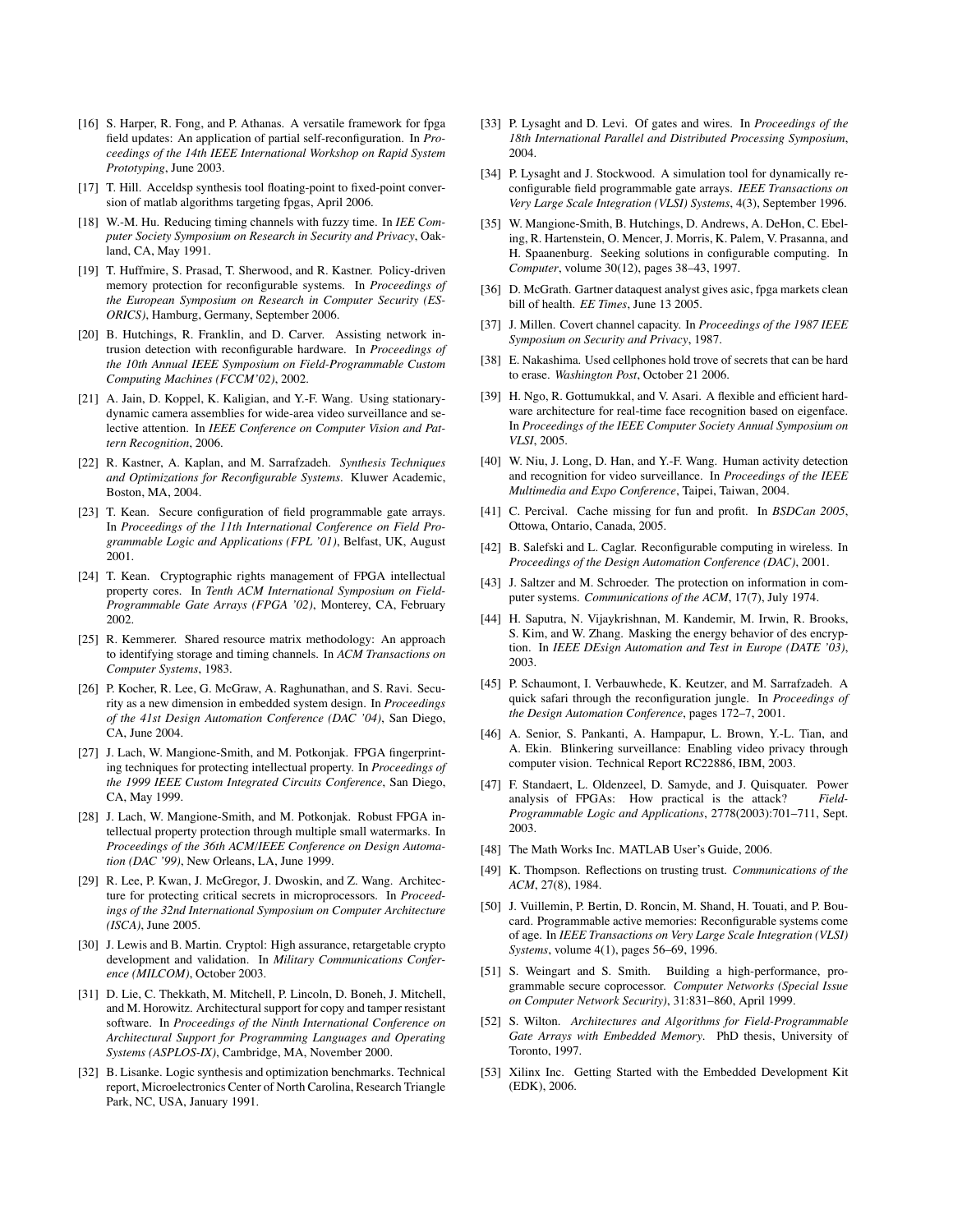[16] S. Harper, R. Fong, and P. Athanas. A versatile framework for fpga field updates: An application of partial self-reconfiguration. In *Proceedings of the 14th IEEE International Workshop on Rapid System Prototyping*, June 2003.

[17] T. Hill. Acceldsp synthesis tool floating-point to fixed-point conversion of matlab algorithms targeting fpgas, April 2006.

[18] W.-M. Hu. Reducing timing channels with fuzzy time. In *IEE Computer Society Symposium on Research in Security and Privacy*, Oakland, CA, May 1991.

[19] T. Huffmire, S. Prasad, T. Sherwood, and R. Kastner. Policy-driven memory protection for reconfigurable systems. In *Proceedings of the European Symposium on Research in Computer Security (ESORICS)*, Hamburg, Germany, September 2006.

[20] B. Hutchings, R. Franklin, and D. Carver. Assisting network intrusion detection with reconfigurable hardware. In *Proceedings of the 10th Annual IEEE Symposium on Field-Programmable Custom Computing Machines (FCCM'02)*, 2002.

[21] A. Jain, D. Koppel, K. Kaligian, and Y.-F. Wang. Using stationary-dynamic camera assemblies for wide-area video surveillance and selective attention. In *IEEE Conference on Computer Vision and Pattern Recognition*, 2006.

[22] R. Kastner, A. Kaplan, and M. Sarrafzadeh. *Synthesis Techniques and Optimizations for Reconfigurable Systems*. Kluwer Academic, Boston, MA, 2004.

[23] T. Kean. Secure configuration of field programmable gate arrays. In *Proceedings of the 11th International Conference on Field Programmable Logic and Applications (FPL '01)*, Belfast, UK, August 2001.

[24] T. Kean. Cryptographic rights management of FPGA intellectual property cores. In *Tenth ACM International Symposium on Field-Programmable Gate Arrays (FPGA '02)*, Monterey, CA, February 2002.

[25] R. Kemmerer. Shared resource matrix methodology: An approach to identifying storage and timing channels. In *ACM Transactions on Computer Systems*, 1983.

[26] P. Kocher, R. Lee, G. McGraw, A. Raghunathan, and S. Ravi. Security as a new dimension in embedded system design. In *Proceedings of the 41st Design Automation Conference (DAC '04)*, San Diego, CA, June 2004.

[27] J. Lach, W. Mangione-Smith, and M. Potkonjak. FPGA fingerprinting techniques for protecting intellectual property. In *Proceedings of the 1999 IEEE Custom Integrated Circuits Conference*, San Diego, CA, May 1999.

[28] J. Lach, W. Mangione-Smith, and M. Potkonjak. Robust FPGA intellectual property protection through multiple small watermarks. In *Proceedings of the 36th ACM/IEEE Conference on Design Automation (DAC '99)*, New Orleans, LA, June 1999.

[29] R. Lee, P. Kwan, J. McGregor, J. Dwoskin, and Z. Wang. Architecture for protecting critical secrets in microprocessors. In *Proceedings of the 32nd International Symposium on Computer Architecture (ISCA)*, June 2005.

[30] J. Lewis and B. Martin. Cryptol: High assurance, retargetable crypto development and validation. In *Military Communications Conference (MILCOM)*, October 2003.

[31] D. Lie, C. Thekkath, M. Mitchell, P. Lincoln, D. Boneh, J. Mitchell, and M. Horowitz. Architectural support for copy and tamper resistant software. In *Proceedings of the Ninth International Conference on Architectural Support for Programming Languages and Operating Systems (ASPLOS-IX)*, Cambridge, MA, November 2000.

[32] B. Lisanke. Logic synthesis and optimization benchmarks. Technical report, Microelectronics Center of North Carolina, Research Triangle Park, NC, USA, January 1991.

[33] P. Lysaght and D. Levi. Of gates and wires. In *Proceedings of the 18th International Parallel and Distributed Processing Symposium*, 2004.

[34] P. Lysaght and J. Stockwood. A simulation tool for dynamically reconfigurable field programmable gate arrays. *IEEE Transactions on Very Large Scale Integration (VLSI) Systems*, 4(3), September 1996.

[35] W. Mangione-Smith, B. Hutchings, D. Andrews, A. DeHon, C. Ebeling, R. Hartenstein, O. Mencer, J. Morris, K. Palem, V. Prasanna, and H. Spaanenburg. Seeking solutions in configurable computing. In *Computer*, volume 30(12), pages 38–43, 1997.

[36] D. McGrath. Gartner dataquest analyst gives asic, fpga markets clean bill of health. *EE Times*, June 13 2005.

[37] J. Millen. Covert channel capacity. In *Proceedings of the 1987 IEEE Symposium on Security and Privacy*, 1987.

[38] E. Nakashima. Used cellphones hold trove of secrets that can be hard to erase. *Washington Post*, October 21 2006.

[39] H. Ngo, R. Gottumukkal, and V. Asari. A flexible and efficient hardware architecture for real-time face recognition based on eigenface. In *Proceedings of the IEEE Computer Society Annual Symposium on VLSI*, 2005.

[40] W. Niu, J. Long, D. Han, and Y.-F. Wang. Human activity detection and recognition for video surveillance. In *Proceedings of the IEEE Multimedia and Expo Conference*, Taipei, Taiwan, 2004.

[41] C. Percival. Cache missing for fun and profit. In *BSDCan 2005*, Ottowa, Ontario, Canada, 2005.

[42] B. Salefski and L. Caglar. Reconfigurable computing in wireless. In *Proceedings of the Design Automation Conference (DAC)*, 2001.

[43] J. Saltzer and M. Schroeder. The protection on information in computer systems. *Communications of the ACM*, 17(7), July 1974.

[44] H. Saputra, N. Vijaykrishnan, M. Kandemir, M. Irwin, R. Brooks, S. Kim, and W. Zhang. Masking the energy behavior of des encryption. In *IEEE DEsign Automation and Test in Europe (DATE '03)*, 2003.

[45] P. Schaumont, I. Verbauwhede, K. Keutzer, and M. Sarrafzadeh. A quick safari through the reconfiguration jungle. In *Proceedings of the Design Automation Conference*, pages 172–7, 2001.

[46] A. Senior, S. Pankanti, A. Hampapur, L. Brown, Y.-L. Tian, and A. Ekin. Blinkering surveillance: Enabling video privacy through computer vision. Technical Report RC22886, IBM, 2003.

[47] F. Standaert, L. Oldenzeel, D. Samyde, and J. Quisquater. Power analysis of FPGAs: How practical is the attack? *Field-Programmable Logic and Applications*, 2778(2003):701–711, Sept. 2003.

[48] The Math Works Inc. MATLAB User's Guide, 2006.

[49] K. Thompson. Reflections on trusting trust. *Communications of the ACM*, 27(8), 1984.

[50] J. Vuillemin, P. Bertin, D. Roncin, M. Shand, H. Touati, and P. Boucard. Programmable active memories: Reconfigurable systems come of age. In *IEEE Transactions on Very Large Scale Integration (VLSI) Systems*, volume 4(1), pages 56–69, 1996.

[51] S. Weingart and S. Smith. Building a high-performance, programmable secure coprocessor. *Computer Networks (Special Issue on Computer Network Security)*, 31:831–860, April 1999.

[52] S. Wilton. *Architectures and Algorithms for Field-Programmable Gate Arrays with Embedded Memory*. PhD thesis, University of Toronto, 1997.

[53] Xilinx Inc. Getting Started with the Embedded Development Kit (EDK), 2006.